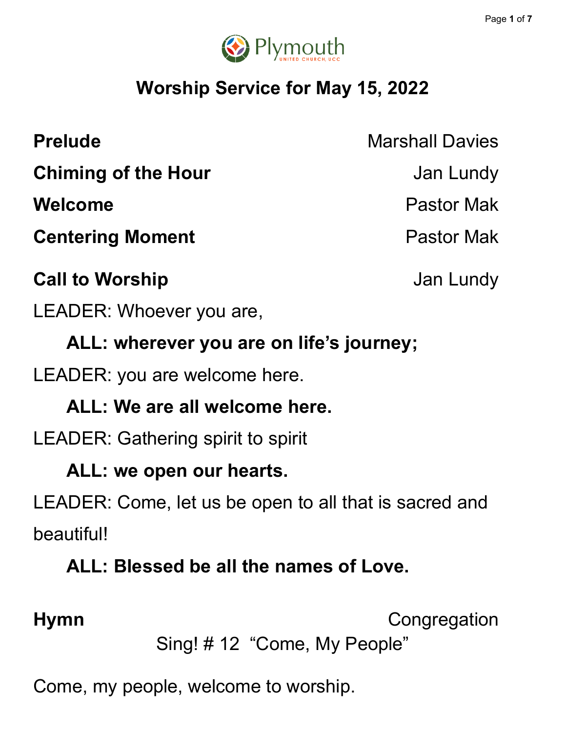Plymouth
UNITED CHURCH, UCC

# Worship Service for May 15, 2022

**Prelude** Marshall Davies

**Chiming of the Hour** Jan Lundy

**Welcome** Pastor Mak

**Centering Moment** Pastor Mak

**Call to Worship** Jan Lundy

LEADER: Whoever you are,

**ALL: wherever you are on life's journey;**

LEADER: you are welcome here.

**ALL: We are all welcome here.**

LEADER: Gathering spirit to spirit

**ALL: we open our hearts.**

LEADER: Come, let us be open to all that is sacred and beautiful!

**ALL: Blessed be all the names of Love.**

**Hymn** Congregation

Sing! # 12 "Come, My People"

Come, my people, welcome to worship.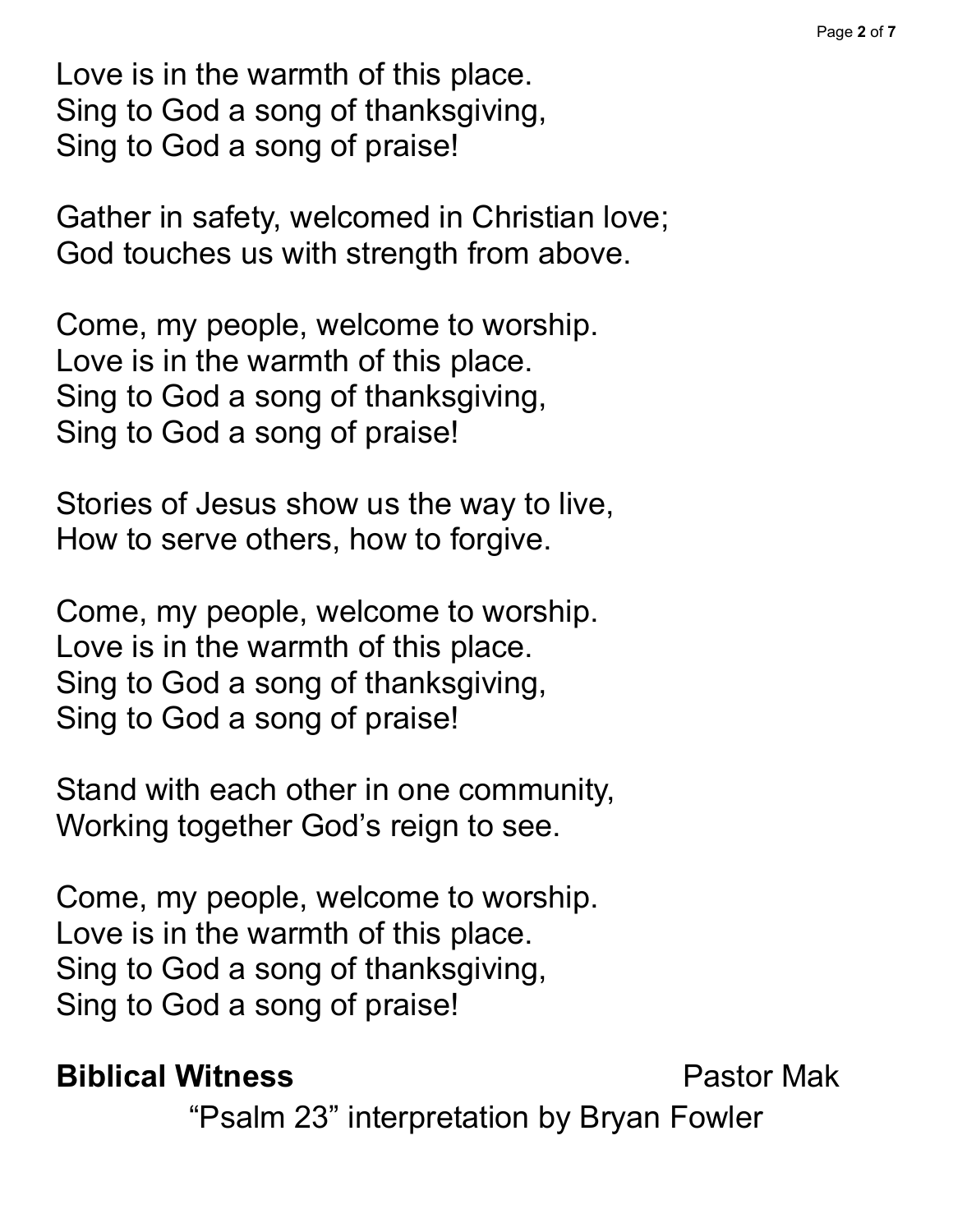Love is in the warmth of this place.
Sing to God a song of thanksgiving,
Sing to God a song of praise!

Gather in safety, welcomed in Christian love;
God touches us with strength from above.

Come, my people, welcome to worship.
Love is in the warmth of this place.
Sing to God a song of thanksgiving,
Sing to God a song of praise!

Stories of Jesus show us the way to live,
How to serve others, how to forgive.

Come, my people, welcome to worship.
Love is in the warmth of this place.
Sing to God a song of thanksgiving,
Sing to God a song of praise!

Stand with each other in one community,
Working together God's reign to see.

Come, my people, welcome to worship.
Love is in the warmth of this place.
Sing to God a song of thanksgiving,
Sing to God a song of praise!

**Biblical Witness** Pastor Mak

"Psalm 23" interpretation by Bryan Fowler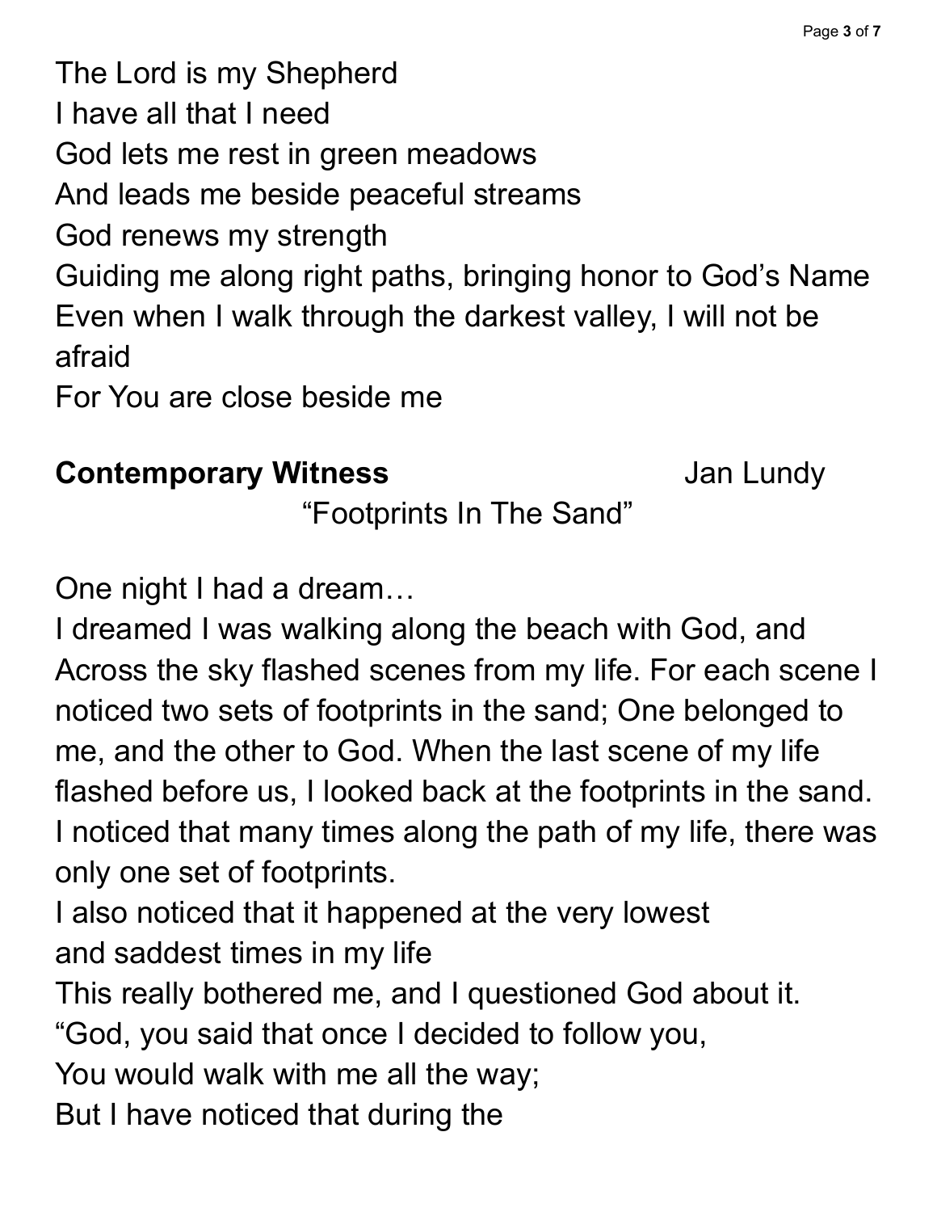The Lord is my Shepherd  
I have all that I need  
God lets me rest in green meadows  
And leads me beside peaceful streams  
God renews my strength  
Guiding me along right paths, bringing honor to God's Name  
Even when I walk through the darkest valley, I will not be afraid  
For You are close beside me

**Contemporary Witness** Jan Lundy

"Footprints In The Sand"

One night I had a dream…  
I dreamed I was walking along the beach with God, and Across the sky flashed scenes from my life. For each scene I noticed two sets of footprints in the sand; One belonged to me, and the other to God. When the last scene of my life flashed before us, I looked back at the footprints in the sand. I noticed that many times along the path of my life, there was only one set of footprints.  
I also noticed that it happened at the very lowest and saddest times in my life  
This really bothered me, and I questioned God about it.  
"God, you said that once I decided to follow you,  
You would walk with me all the way;  
But I have noticed that during the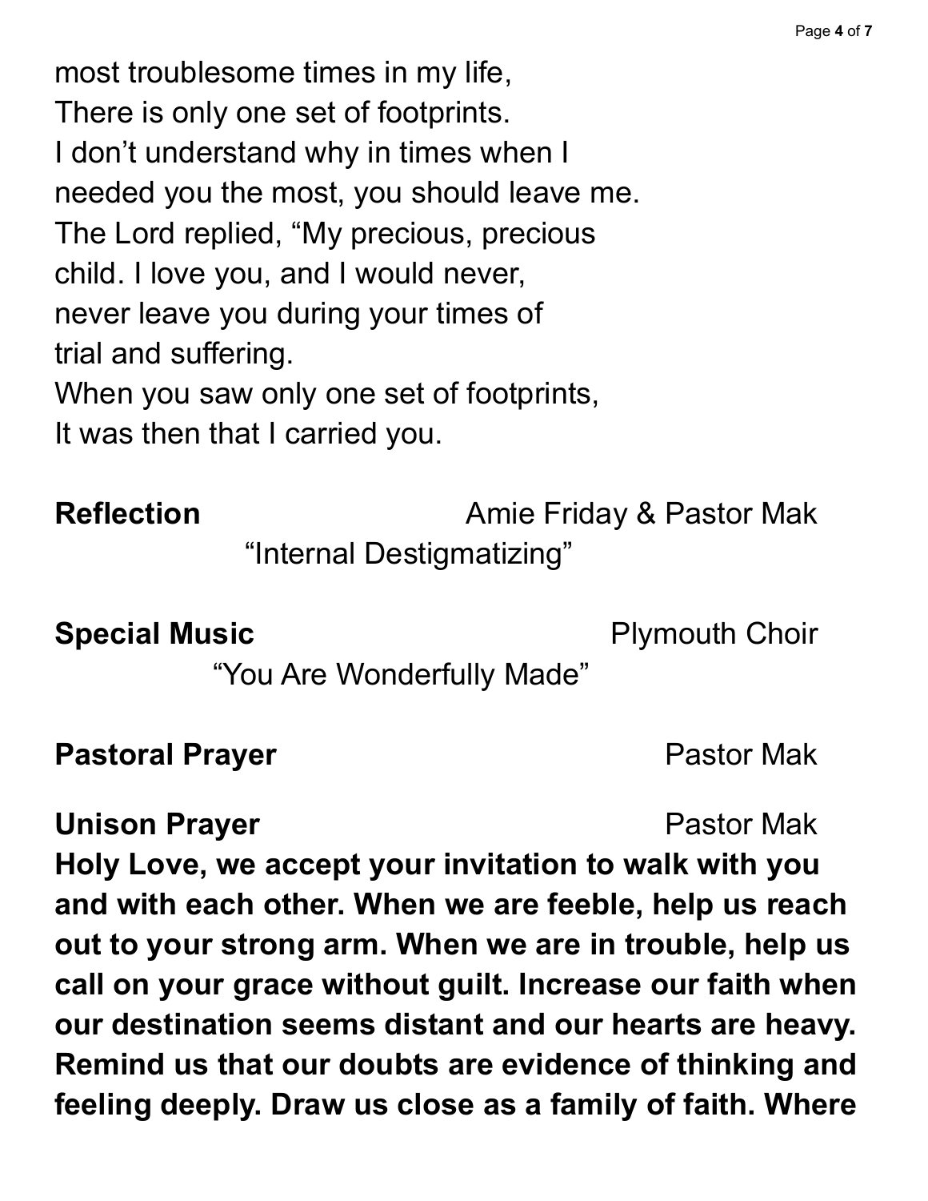most troublesome times in my life,
There is only one set of footprints.
I don't understand why in times when I
needed you the most, you should leave me.
The Lord replied, "My precious, precious
child. I love you, and I would never,
never leave you during your times of
trial and suffering.
When you saw only one set of footprints,
It was then that I carried you.

**Reflection** Amie Friday & Pastor Mak
"Internal Destigmatizing"

**Special Music** Plymouth Choir
"You Are Wonderfully Made"

**Pastoral Prayer** Pastor Mak

**Unison Prayer** Pastor Mak
**Holy Love, we accept your invitation to walk with you and with each other. When we are feeble, help us reach out to your strong arm. When we are in trouble, help us call on your grace without guilt. Increase our faith when our destination seems distant and our hearts are heavy. Remind us that our doubts are evidence of thinking and feeling deeply. Draw us close as a family of faith. Where**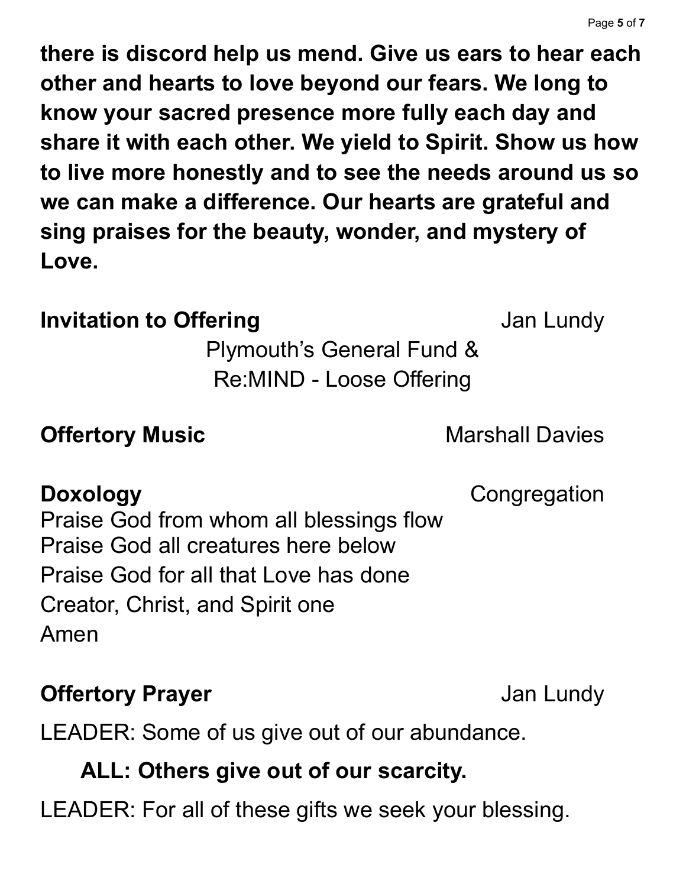**there is discord help us mend. Give us ears to hear each other and hearts to love beyond our fears. We long to know your sacred presence more fully each day and share it with each other. We yield to Spirit. Show us how to live more honestly and to see the needs around us so we can make a difference. Our hearts are grateful and sing praises for the beauty, wonder, and mystery of Love.**

**Invitation to Offering** Jan Lundy

Plymouth's General Fund &
Re:MIND - Loose Offering

**Offertory Music** Marshall Davies

**Doxology** Congregation

Praise God from whom all blessings flow
Praise God all creatures here below
Praise God for all that Love has done
Creator, Christ, and Spirit one
Amen

**Offertory Prayer** Jan Lundy

LEADER: Some of us give out of our abundance.

**ALL: Others give out of our scarcity.**

LEADER: For all of these gifts we seek your blessing.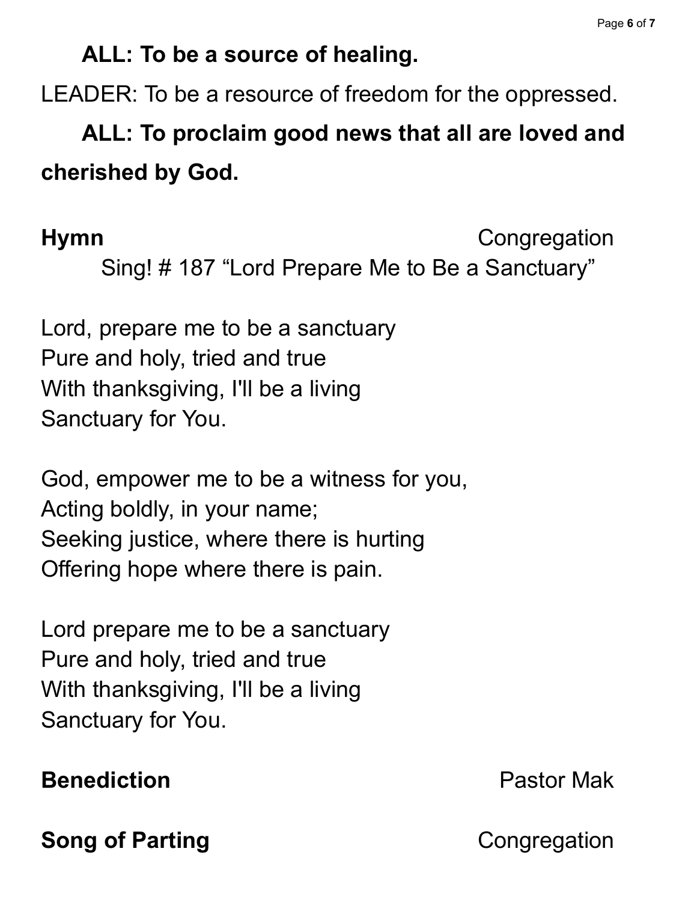**ALL: To be a source of healing.**

LEADER: To be a resource of freedom for the oppressed.

**ALL: To proclaim good news that all are loved and cherished by God.**

**Hymn** Congregation

Sing! # 187 “Lord Prepare Me to Be a Sanctuary”

Lord, prepare me to be a sanctuary
Pure and holy, tried and true
With thanksgiving, I'll be a living
Sanctuary for You.

God, empower me to be a witness for you,
Acting boldly, in your name;
Seeking justice, where there is hurting
Offering hope where there is pain.

Lord prepare me to be a sanctuary
Pure and holy, tried and true
With thanksgiving, I'll be a living
Sanctuary for You.

**Benediction** Pastor Mak

**Song of Parting** Congregation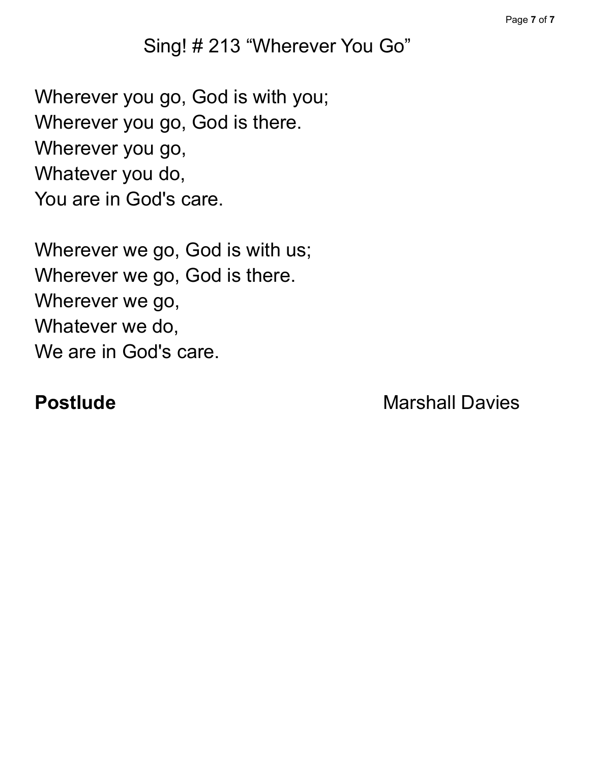Sing! # 213 “Wherever You Go”

Wherever you go, God is with you;
Wherever you go, God is there.
Wherever you go,
Whatever you do,
You are in God's care.

Wherever we go, God is with us;
Wherever we go, God is there.
Wherever we go,
Whatever we do,
We are in God's care.

**Postlude** Marshall Davies